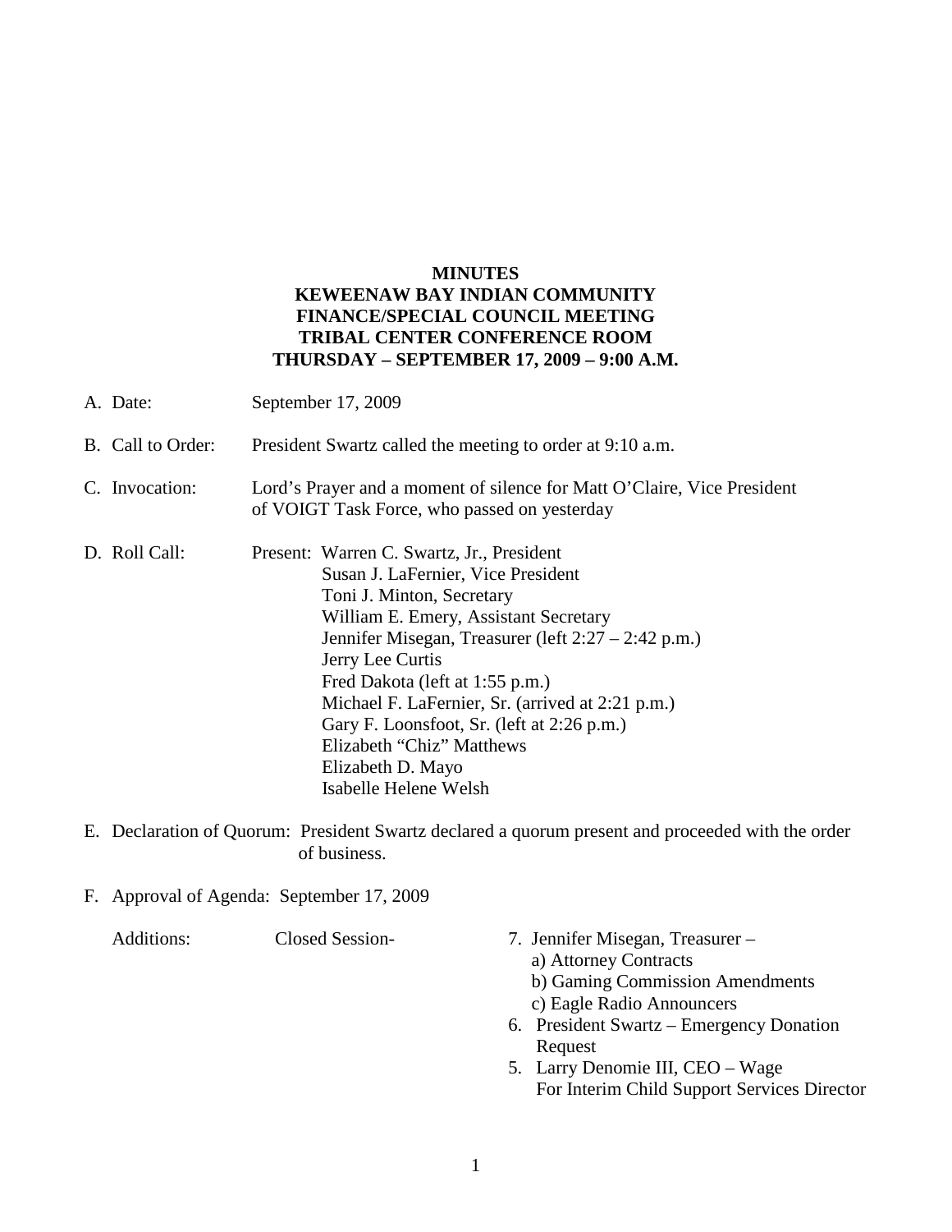**MINUTES**
**KEWEENAW BAY INDIAN COMMUNITY**
**FINANCE/SPECIAL COUNCIL MEETING**
**TRIBAL CENTER CONFERENCE ROOM**
**THURSDAY – SEPTEMBER 17, 2009 – 9:00 A.M.**

A. Date: September 17, 2009

B. Call to Order: President Swartz called the meeting to order at 9:10 a.m.

C. Invocation: Lord's Prayer and a moment of silence for Matt O'Claire, Vice President of VOIGT Task Force, who passed on yesterday

D. Roll Call: Present:
- Warren C. Swartz, Jr., President
- Susan J. LaFernier, Vice President
- Toni J. Minton, Secretary
- William E. Emery, Assistant Secretary
- Jennifer Misegan, Treasurer (left 2:27 – 2:42 p.m.)
- Jerry Lee Curtis
- Fred Dakota (left at 1:55 p.m.)
- Michael F. LaFernier, Sr. (arrived at 2:21 p.m.)
- Gary F. Loonsfoot, Sr. (left at 2:26 p.m.)
- Elizabeth "Chiz" Matthews
- Elizabeth D. Mayo
- Isabelle Helene Welsh

E. Declaration of Quorum: President Swartz declared a quorum present and proceeded with the order of business.

F. Approval of Agenda: September 17, 2009

Additions: Closed Session-

7. Jennifer Misegan, Treasurer –
   a) Attorney Contracts
   b) Gaming Commission Amendments
   c) Eagle Radio Announcers
6. President Swartz – Emergency Donation Request
5. Larry Denomie III, CEO – Wage For Interim Child Support Services Director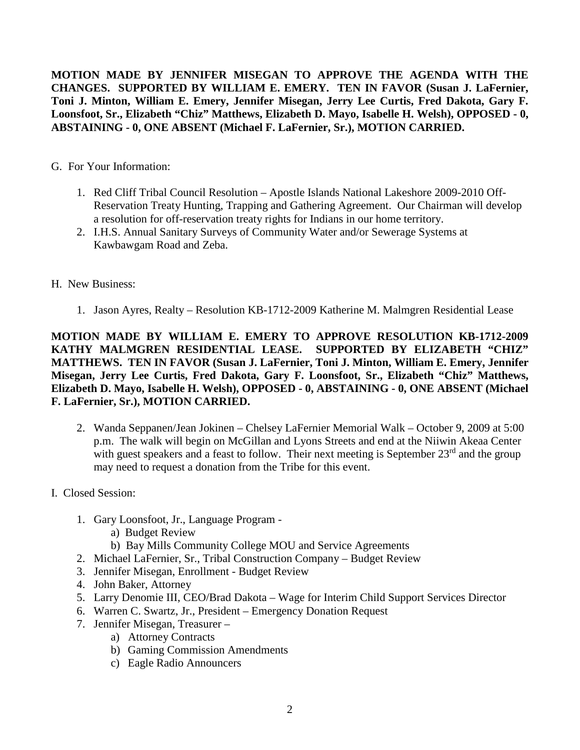**MOTION MADE BY JENNIFER MISEGAN TO APPROVE THE AGENDA WITH THE CHANGES. SUPPORTED BY WILLIAM E. EMERY. TEN IN FAVOR (Susan J. LaFernier, Toni J. Minton, William E. Emery, Jennifer Misegan, Jerry Lee Curtis, Fred Dakota, Gary F. Loonsfoot, Sr., Elizabeth "Chiz" Matthews, Elizabeth D. Mayo, Isabelle H. Welsh), OPPOSED - 0, ABSTAINING - 0, ONE ABSENT (Michael F. LaFernier, Sr.), MOTION CARRIED.**

G. For Your Information:

1. Red Cliff Tribal Council Resolution – Apostle Islands National Lakeshore 2009-2010 Off-Reservation Treaty Hunting, Trapping and Gathering Agreement. Our Chairman will develop a resolution for off-reservation treaty rights for Indians in our home territory.
2. I.H.S. Annual Sanitary Surveys of Community Water and/or Sewerage Systems at Kawbawgam Road and Zeba.

H. New Business:

1. Jason Ayres, Realty – Resolution KB-1712-2009 Katherine M. Malmgren Residential Lease

**MOTION MADE BY WILLIAM E. EMERY TO APPROVE RESOLUTION KB-1712-2009 KATHY MALMGREN RESIDENTIAL LEASE. SUPPORTED BY ELIZABETH "CHIZ" MATTHEWS. TEN IN FAVOR (Susan J. LaFernier, Toni J. Minton, William E. Emery, Jennifer Misegan, Jerry Lee Curtis, Fred Dakota, Gary F. Loonsfoot, Sr., Elizabeth "Chiz" Matthews, Elizabeth D. Mayo, Isabelle H. Welsh), OPPOSED - 0, ABSTAINING - 0, ONE ABSENT (Michael F. LaFernier, Sr.), MOTION CARRIED.**

2. Wanda Seppanen/Jean Jokinen – Chelsey LaFernier Memorial Walk – October 9, 2009 at 5:00 p.m. The walk will begin on McGillan and Lyons Streets and end at the Niiwin Akeaa Center with guest speakers and a feast to follow. Their next meeting is September 23rd and the group may need to request a donation from the Tribe for this event.

I. Closed Session:

1. Gary Loonsfoot, Jr., Language Program -
   a) Budget Review
   b) Bay Mills Community College MOU and Service Agreements
2. Michael LaFernier, Sr., Tribal Construction Company – Budget Review
3. Jennifer Misegan, Enrollment - Budget Review
4. John Baker, Attorney
5. Larry Denomie III, CEO/Brad Dakota – Wage for Interim Child Support Services Director
6. Warren C. Swartz, Jr., President – Emergency Donation Request
7. Jennifer Misegan, Treasurer –
   a) Attorney Contracts
   b) Gaming Commission Amendments
   c) Eagle Radio Announcers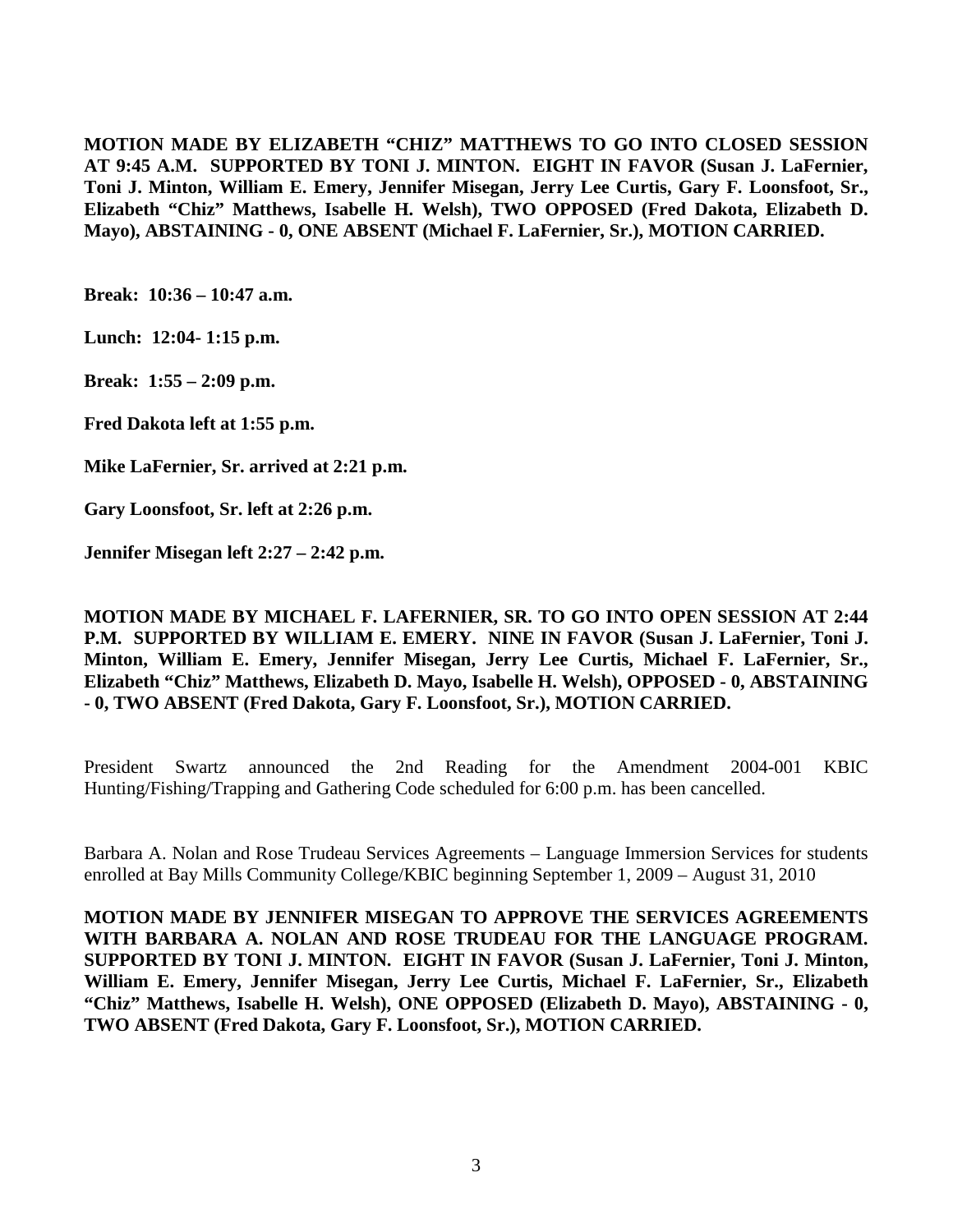**MOTION MADE BY ELIZABETH "CHIZ" MATTHEWS TO GO INTO CLOSED SESSION AT 9:45 A.M. SUPPORTED BY TONI J. MINTON. EIGHT IN FAVOR (Susan J. LaFernier, Toni J. Minton, William E. Emery, Jennifer Misegan, Jerry Lee Curtis, Gary F. Loonsfoot, Sr., Elizabeth "Chiz" Matthews, Isabelle H. Welsh), TWO OPPOSED (Fred Dakota, Elizabeth D. Mayo), ABSTAINING - 0, ONE ABSENT (Michael F. LaFernier, Sr.), MOTION CARRIED.**

**Break: 10:36 – 10:47 a.m.**

**Lunch: 12:04- 1:15 p.m.**

**Break: 1:55 – 2:09 p.m.**

**Fred Dakota left at 1:55 p.m.**

**Mike LaFernier, Sr. arrived at 2:21 p.m.**

**Gary Loonsfoot, Sr. left at 2:26 p.m.**

**Jennifer Misegan left 2:27 – 2:42 p.m.**

**MOTION MADE BY MICHAEL F. LAFERNIER, SR. TO GO INTO OPEN SESSION AT 2:44 P.M. SUPPORTED BY WILLIAM E. EMERY. NINE IN FAVOR (Susan J. LaFernier, Toni J. Minton, William E. Emery, Jennifer Misegan, Jerry Lee Curtis, Michael F. LaFernier, Sr., Elizabeth "Chiz" Matthews, Elizabeth D. Mayo, Isabelle H. Welsh), OPPOSED - 0, ABSTAINING - 0, TWO ABSENT (Fred Dakota, Gary F. Loonsfoot, Sr.), MOTION CARRIED.**

President Swartz announced the 2nd Reading for the Amendment 2004-001 KBIC Hunting/Fishing/Trapping and Gathering Code scheduled for 6:00 p.m. has been cancelled.

Barbara A. Nolan and Rose Trudeau Services Agreements – Language Immersion Services for students enrolled at Bay Mills Community College/KBIC beginning September 1, 2009 – August 31, 2010

**MOTION MADE BY JENNIFER MISEGAN TO APPROVE THE SERVICES AGREEMENTS WITH BARBARA A. NOLAN AND ROSE TRUDEAU FOR THE LANGUAGE PROGRAM. SUPPORTED BY TONI J. MINTON. EIGHT IN FAVOR (Susan J. LaFernier, Toni J. Minton, William E. Emery, Jennifer Misegan, Jerry Lee Curtis, Michael F. LaFernier, Sr., Elizabeth "Chiz" Matthews, Isabelle H. Welsh), ONE OPPOSED (Elizabeth D. Mayo), ABSTAINING - 0, TWO ABSENT (Fred Dakota, Gary F. Loonsfoot, Sr.), MOTION CARRIED.**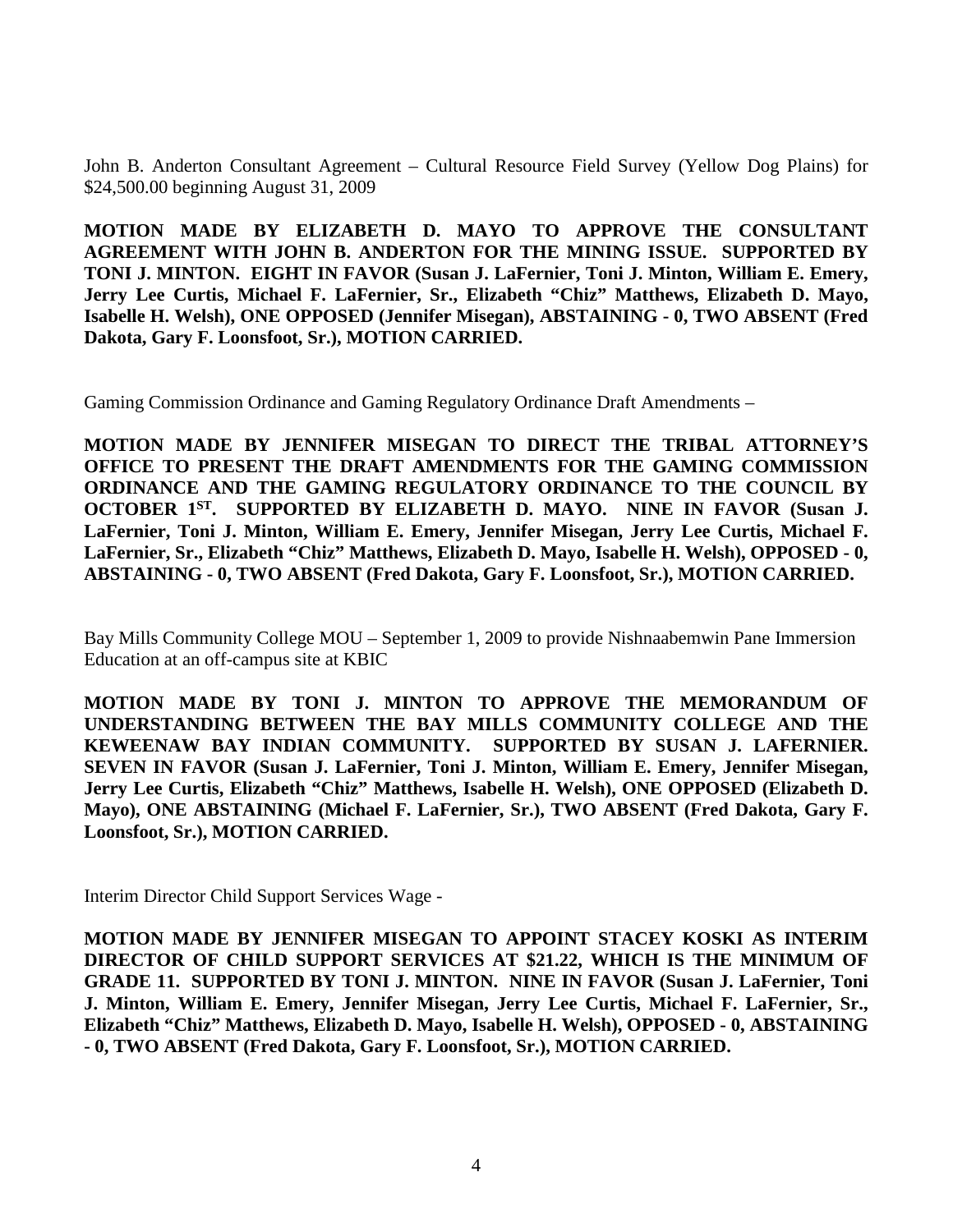John B. Anderton Consultant Agreement – Cultural Resource Field Survey (Yellow Dog Plains) for $24,500.00 beginning August 31, 2009

**MOTION MADE BY ELIZABETH D. MAYO TO APPROVE THE CONSULTANT AGREEMENT WITH JOHN B. ANDERTON FOR THE MINING ISSUE. SUPPORTED BY TONI J. MINTON. EIGHT IN FAVOR (Susan J. LaFernier, Toni J. Minton, William E. Emery, Jerry Lee Curtis, Michael F. LaFernier, Sr., Elizabeth "Chiz" Matthews, Elizabeth D. Mayo, Isabelle H. Welsh), ONE OPPOSED (Jennifer Misegan), ABSTAINING - 0, TWO ABSENT (Fred Dakota, Gary F. Loonsfoot, Sr.), MOTION CARRIED.**

Gaming Commission Ordinance and Gaming Regulatory Ordinance Draft Amendments –

**MOTION MADE BY JENNIFER MISEGAN TO DIRECT THE TRIBAL ATTORNEY'S OFFICE TO PRESENT THE DRAFT AMENDMENTS FOR THE GAMING COMMISSION ORDINANCE AND THE GAMING REGULATORY ORDINANCE TO THE COUNCIL BY OCTOBER 1ST. SUPPORTED BY ELIZABETH D. MAYO. NINE IN FAVOR (Susan J. LaFernier, Toni J. Minton, William E. Emery, Jennifer Misegan, Jerry Lee Curtis, Michael F. LaFernier, Sr., Elizabeth "Chiz" Matthews, Elizabeth D. Mayo, Isabelle H. Welsh), OPPOSED - 0, ABSTAINING - 0, TWO ABSENT (Fred Dakota, Gary F. Loonsfoot, Sr.), MOTION CARRIED.**

Bay Mills Community College MOU – September 1, 2009 to provide Nishnaabemwin Pane Immersion Education at an off-campus site at KBIC

**MOTION MADE BY TONI J. MINTON TO APPROVE THE MEMORANDUM OF UNDERSTANDING BETWEEN THE BAY MILLS COMMUNITY COLLEGE AND THE KEWEENAW BAY INDIAN COMMUNITY. SUPPORTED BY SUSAN J. LAFERNIER. SEVEN IN FAVOR (Susan J. LaFernier, Toni J. Minton, William E. Emery, Jennifer Misegan, Jerry Lee Curtis, Elizabeth "Chiz" Matthews, Isabelle H. Welsh), ONE OPPOSED (Elizabeth D. Mayo), ONE ABSTAINING (Michael F. LaFernier, Sr.), TWO ABSENT (Fred Dakota, Gary F. Loonsfoot, Sr.), MOTION CARRIED.**

Interim Director Child Support Services Wage -

**MOTION MADE BY JENNIFER MISEGAN TO APPOINT STACEY KOSKI AS INTERIM DIRECTOR OF CHILD SUPPORT SERVICES AT $21.22, WHICH IS THE MINIMUM OF GRADE 11. SUPPORTED BY TONI J. MINTON. NINE IN FAVOR (Susan J. LaFernier, Toni J. Minton, William E. Emery, Jennifer Misegan, Jerry Lee Curtis, Michael F. LaFernier, Sr., Elizabeth "Chiz" Matthews, Elizabeth D. Mayo, Isabelle H. Welsh), OPPOSED - 0, ABSTAINING - 0, TWO ABSENT (Fred Dakota, Gary F. Loonsfoot, Sr.), MOTION CARRIED.**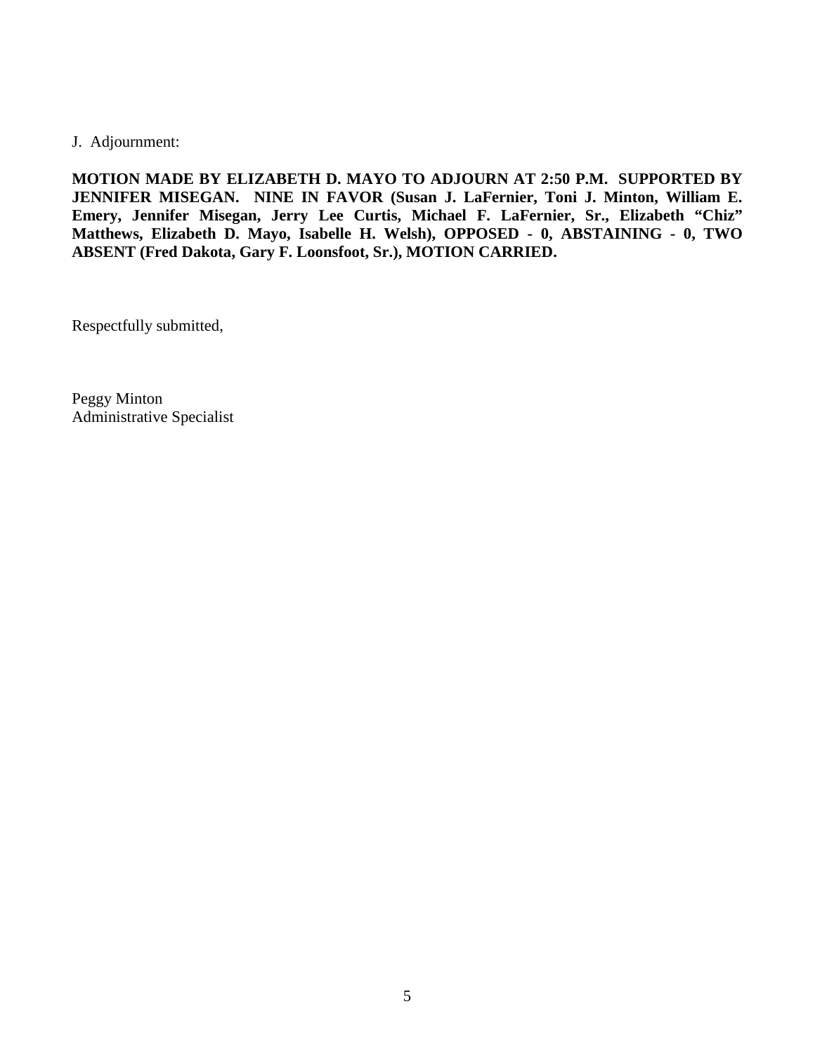J. Adjournment:

**MOTION MADE BY ELIZABETH D. MAYO TO ADJOURN AT 2:50 P.M. SUPPORTED BY JENNIFER MISEGAN. NINE IN FAVOR (Susan J. LaFernier, Toni J. Minton, William E. Emery, Jennifer Misegan, Jerry Lee Curtis, Michael F. LaFernier, Sr., Elizabeth "Chiz" Matthews, Elizabeth D. Mayo, Isabelle H. Welsh), OPPOSED - 0, ABSTAINING - 0, TWO ABSENT (Fred Dakota, Gary F. Loonsfoot, Sr.), MOTION CARRIED.**

Respectfully submitted,

Peggy Minton
Administrative Specialist